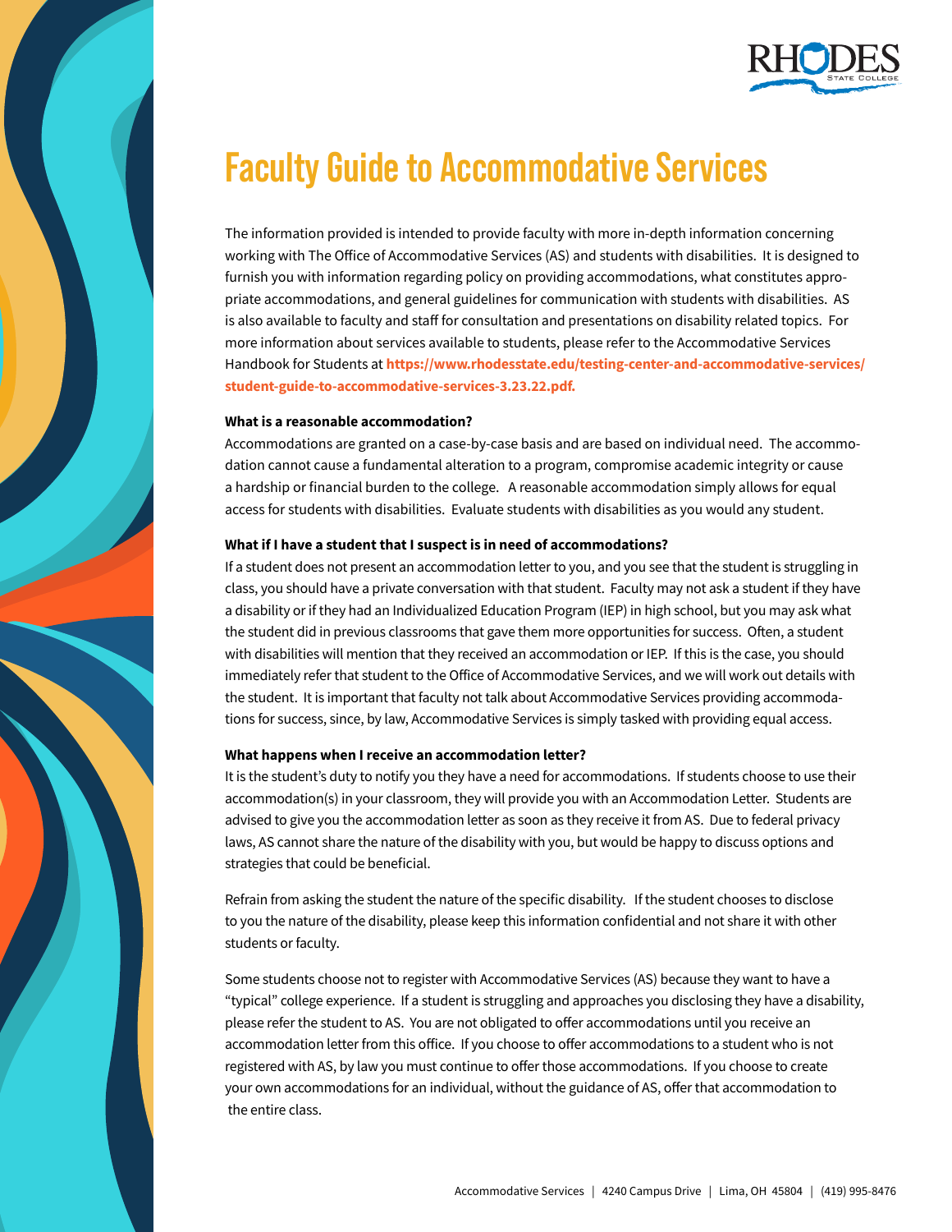# Faculty Guide to Accommodative Services

The information provided is intended to provide faculty with more in-depth information concerning working with The Office of Accommodative Services (AS) and students with disabilities. It is designed to furnish you with information regarding policy on providing accommodations, what constitutes appropriate accommodations, and general guidelines for communication with students with disabilities. AS is also available to faculty and staff for consultation and presentations on disability related topics. For more information about services available to students, please refer to the Accommodative Services Handbook for Students at **https://www.rhodesstate.edu/testing-center-and-accommodative-services/student-guide-to-accommodative-services-3.23.22.pdf.**

**What is a reasonable accommodation?**

Accommodations are granted on a case-by-case basis and are based on individual need. The accommodation cannot cause a fundamental alteration to a program, compromise academic integrity or cause a hardship or financial burden to the college. A reasonable accommodation simply allows for equal access for students with disabilities. Evaluate students with disabilities as you would any student.

**What if I have a student that I suspect is in need of accommodations?**

If a student does not present an accommodation letter to you, and you see that the student is struggling in class, you should have a private conversation with that student. Faculty may not ask a student if they have a disability or if they had an Individualized Education Program (IEP) in high school, but you may ask what the student did in previous classrooms that gave them more opportunities for success. Often, a student with disabilities will mention that they received an accommodation or IEP. If this is the case, you should immediately refer that student to the Office of Accommodative Services, and we will work out details with the student. It is important that faculty not talk about Accommodative Services providing accommodations for success, since, by law, Accommodative Services is simply tasked with providing equal access.

**What happens when I receive an accommodation letter?**

It is the student's duty to notify you they have a need for accommodations. If students choose to use their accommodation(s) in your classroom, they will provide you with an Accommodation Letter. Students are advised to give you the accommodation letter as soon as they receive it from AS. Due to federal privacy laws, AS cannot share the nature of the disability with you, but would be happy to discuss options and strategies that could be beneficial.

Refrain from asking the student the nature of the specific disability. If the student chooses to disclose to you the nature of the disability, please keep this information confidential and not share it with other students or faculty.

Some students choose not to register with Accommodative Services (AS) because they want to have a "typical" college experience. If a student is struggling and approaches you disclosing they have a disability, please refer the student to AS. You are not obligated to offer accommodations until you receive an accommodation letter from this office. If you choose to offer accommodations to a student who is not registered with AS, by law you must continue to offer those accommodations. If you choose to create your own accommodations for an individual, without the guidance of AS, offer that accommodation to the entire class.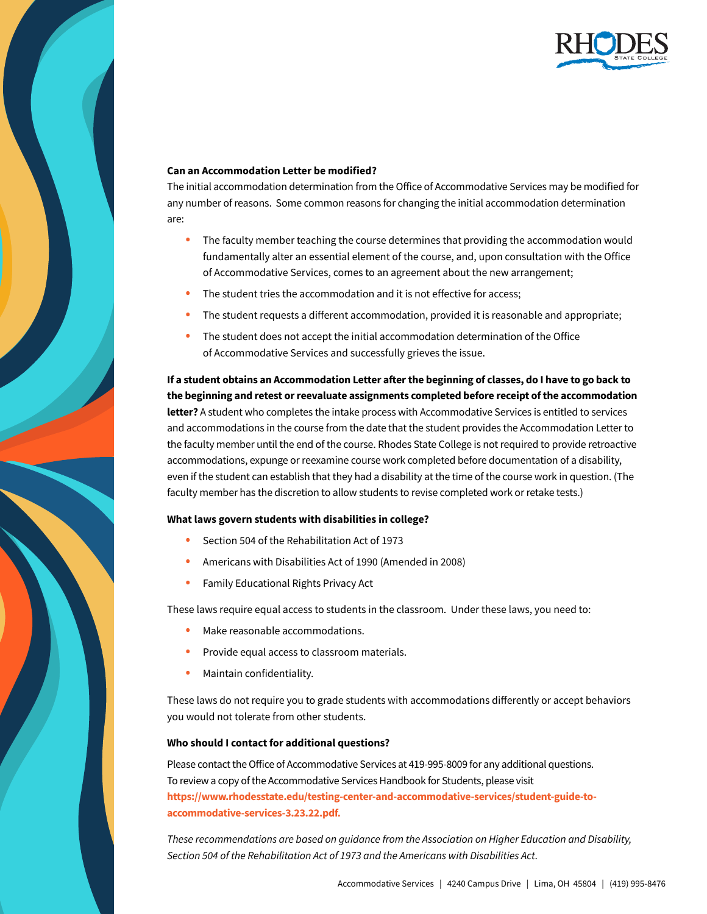**Can an Accommodation Letter be modified?**

The initial accommodation determination from the Office of Accommodative Services may be modified for any number of reasons. Some common reasons for changing the initial accommodation determination are:

- The faculty member teaching the course determines that providing the accommodation would fundamentally alter an essential element of the course, and, upon consultation with the Office of Accommodative Services, comes to an agreement about the new arrangement;
- The student tries the accommodation and it is not effective for access;
- The student requests a different accommodation, provided it is reasonable and appropriate;
- The student does not accept the initial accommodation determination of the Office of Accommodative Services and successfully grieves the issue.

**If a student obtains an Accommodation Letter after the beginning of classes, do I have to go back to the beginning and retest or reevaluate assignments completed before receipt of the accommodation letter?** A student who completes the intake process with Accommodative Services is entitled to services and accommodations in the course from the date that the student provides the Accommodation Letter to the faculty member until the end of the course. Rhodes State College is not required to provide retroactive accommodations, expunge or reexamine course work completed before documentation of a disability, even if the student can establish that they had a disability at the time of the course work in question. (The faculty member has the discretion to allow students to revise completed work or retake tests.)

**What laws govern students with disabilities in college?**

- Section 504 of the Rehabilitation Act of 1973
- Americans with Disabilities Act of 1990 (Amended in 2008)
- Family Educational Rights Privacy Act

These laws require equal access to students in the classroom. Under these laws, you need to:

- Make reasonable accommodations.
- Provide equal access to classroom materials.
- Maintain confidentiality.

These laws do not require you to grade students with accommodations differently or accept behaviors you would not tolerate from other students.

**Who should I contact for additional questions?**

Please contact the Office of Accommodative Services at 419-995-8009 for any additional questions. To review a copy of the Accommodative Services Handbook for Students, please visit **https://www.rhodesstate.edu/testing-center-and-accommodative-services/student-guide-to-accommodative-services-3.23.22.pdf.**

*These recommendations are based on guidance from the Association on Higher Education and Disability, Section 504 of the Rehabilitation Act of 1973 and the Americans with Disabilities Act.*

Accommodative Services | 4240 Campus Drive | Lima, OH 45804 | (419) 995-8476